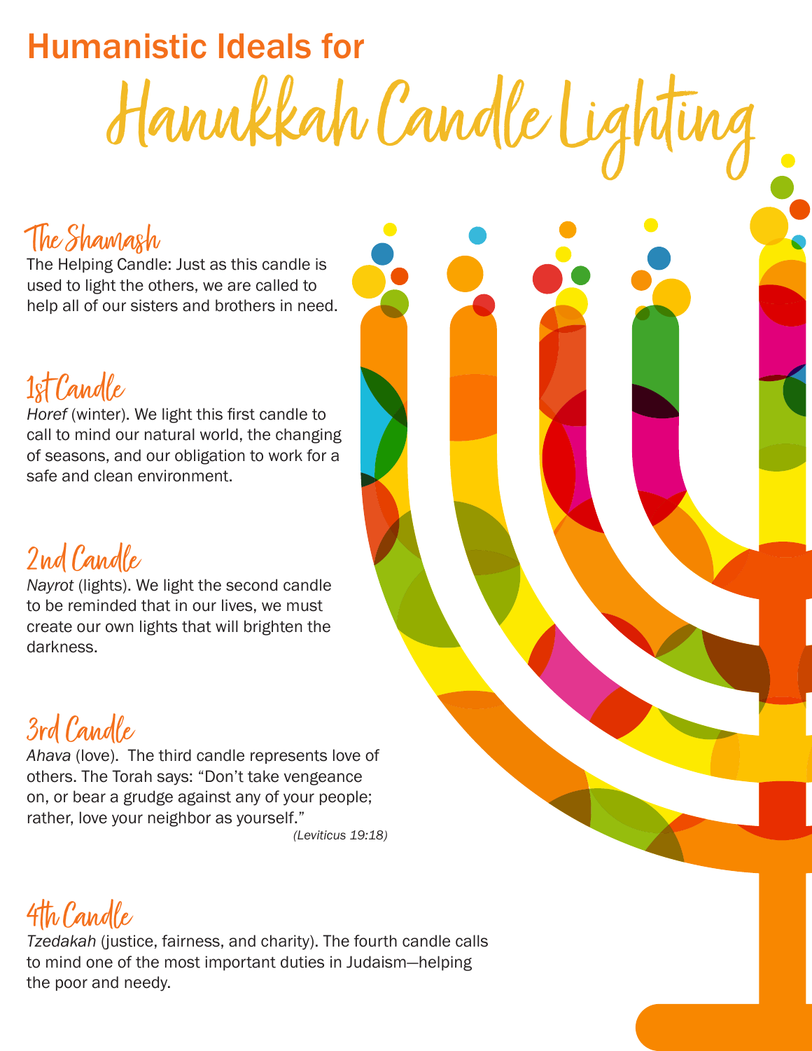# Humanistic Ideals for Hanukkah Candle Lighting

## The Shamash

The Helping Candle: Just as this candle is used to light the others, we are called to help all of our sisters and brothers in need.

## 1st Candle

*Horef* (winter). We light this first candle to call to mind our natural world, the changing of seasons, and our obligation to work for a safe and clean environment.

## 2nd Candle

*Nayrot* (lights). We light the second candle to be reminded that in our lives, we must create our own lights that will brighten the darkness.

## 3rd Candle

*Ahava* (love). The third candle represents love of others. The Torah says: "Don't take vengeance on, or bear a grudge against any of your people; rather, love your neighbor as yourself."

*(Leviticus 19:18)*

## 4th Candle

*Tzedakah* (justice, fairness, and charity). The fourth candle calls to mind one of the most important duties in Judaism—helping the poor and needy.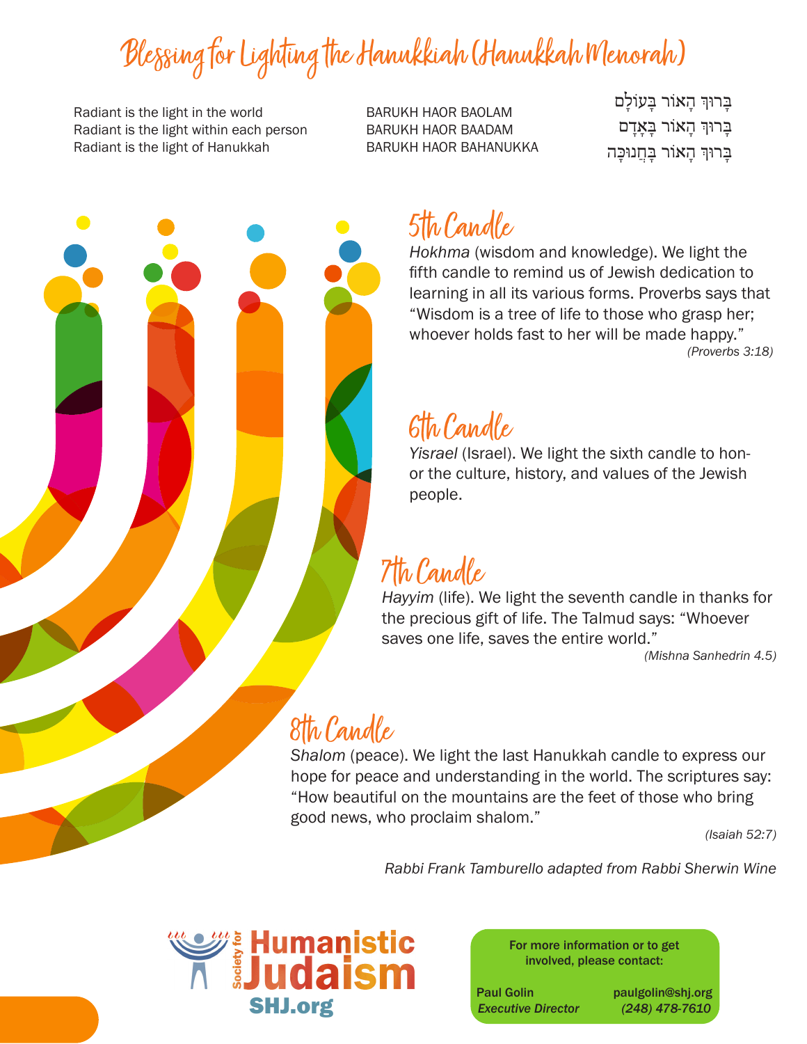# Blessing for Lighting the Hanukkiah (Hanukkah Menorah)

Radiant is the light in the world
Radiant is the light within each person
Radiant is the light of Hanukkah

BARUKH HAOR BAOLAM
BARUKH HAOR BAADAM
BARUKH HAOR BAHANUKKA

בָּרוּךְ הָאוֹר בָּעוֹלָם
בָּרוּךְ הָאוֹר בָּאָדָם
בָּרוּךְ הָאוֹר בַּחֲנוּכָּה

## 5th Candle

*Hokhma* (wisdom and knowledge). We light the fifth candle to remind us of Jewish dedication to learning in all its various forms. Proverbs says that "Wisdom is a tree of life to those who grasp her; whoever holds fast to her will be made happy."

*(Proverbs 3:18)*

## 6th Candle

*Yisrael* (Israel). We light the sixth candle to honor the culture, history, and values of the Jewish people.

## 7th Candle

*Hayyim* (life). We light the seventh candle in thanks for the precious gift of life. The Talmud says: "Whoever saves one life, saves the entire world."

*(Mishna Sanhedrin 4.5)*

## 8th Candle

*Shalom* (peace). We light the last Hanukkah candle to express our hope for peace and understanding in the world. The scriptures say: "How beautiful on the mountains are the feet of those who bring good news, who proclaim shalom."

*(Isaiah 52:7)*

*Rabbi Frank Tamburello adapted from Rabbi Sherwin Wine*

Society for Humanistic Judaism
SHJ.org

**For more information or to get involved, please contact:**

**Paul Golin** — *Executive Director*
**paulgolin@shj.org** — *(248) 478-7610*